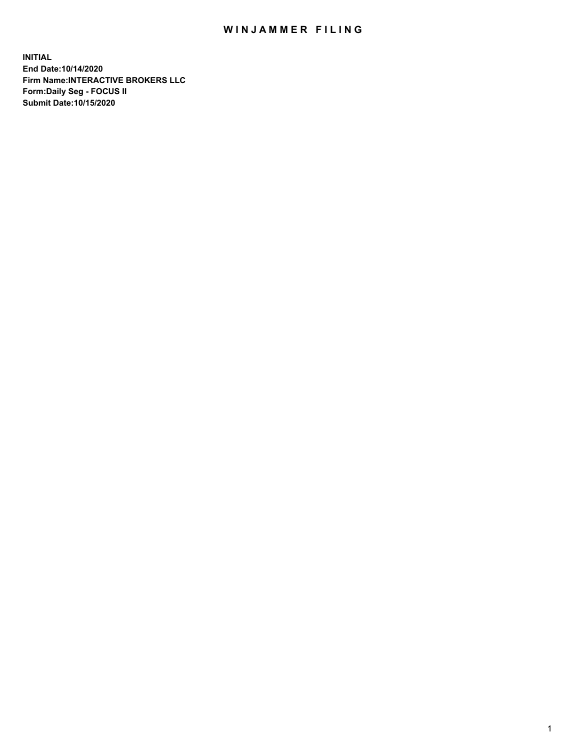# WINJAMMER FILING

**INITIAL**
**End Date:10/14/2020**
**Firm Name:INTERACTIVE BROKERS LLC**
**Form:Daily Seg - FOCUS II**
**Submit Date:10/15/2020**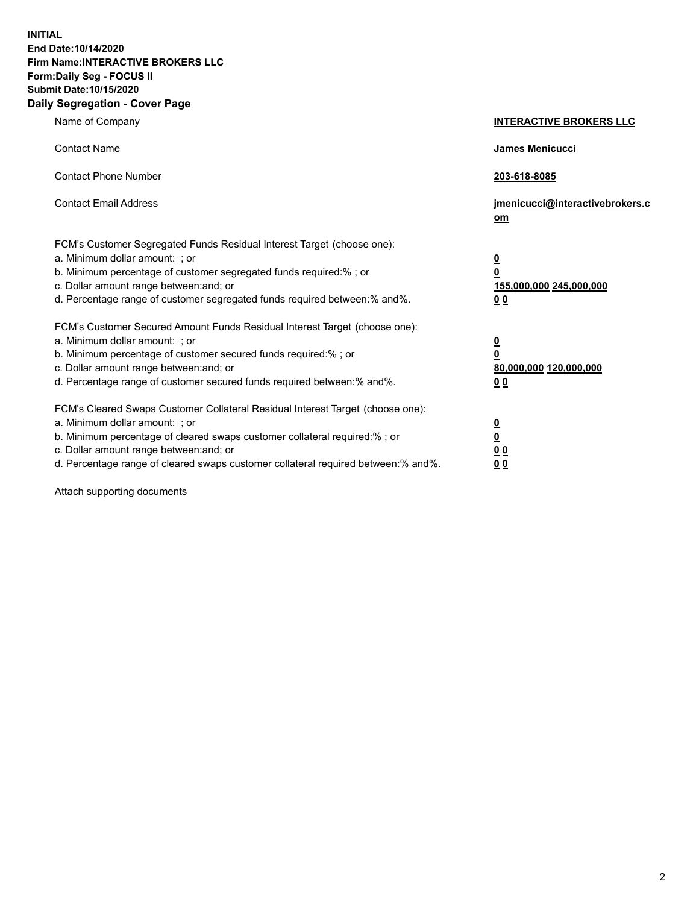**INITIAL**
**End Date:10/14/2020**
**Firm Name:INTERACTIVE BROKERS LLC**
**Form:Daily Seg - FOCUS II**
**Submit Date:10/15/2020**
**Daily Segregation - Cover Page**

| | |
|---|---|
| Name of Company | **INTERACTIVE BROKERS LLC** |
| Contact Name | **James Menicucci** |
| Contact Phone Number | **203-618-8085** |
| Contact Email Address | **jmenicucci@interactivebrokers.com** |
| FCM's Customer Segregated Funds Residual Interest Target (choose one): | |
| a. Minimum dollar amount: ; or | **0** |
| b. Minimum percentage of customer segregated funds required:% ; or | **0** |
| c. Dollar amount range between:and; or | **155,000,000 245,000,000** |
| d. Percentage range of customer segregated funds required between:% and%. | **0 0** |
| FCM's Customer Secured Amount Funds Residual Interest Target (choose one): | |
| a. Minimum dollar amount: ; or | **0** |
| b. Minimum percentage of customer secured funds required:% ; or | **0** |
| c. Dollar amount range between:and; or | **80,000,000 120,000,000** |
| d. Percentage range of customer secured funds required between:% and%. | **0 0** |
| FCM's Cleared Swaps Customer Collateral Residual Interest Target (choose one): | |
| a. Minimum dollar amount: ; or | **0** |
| b. Minimum percentage of cleared swaps customer collateral required:% ; or | **0** |
| c. Dollar amount range between:and; or | **0 0** |
| d. Percentage range of cleared swaps customer collateral required between:% and%. | **0 0** |

Attach supporting documents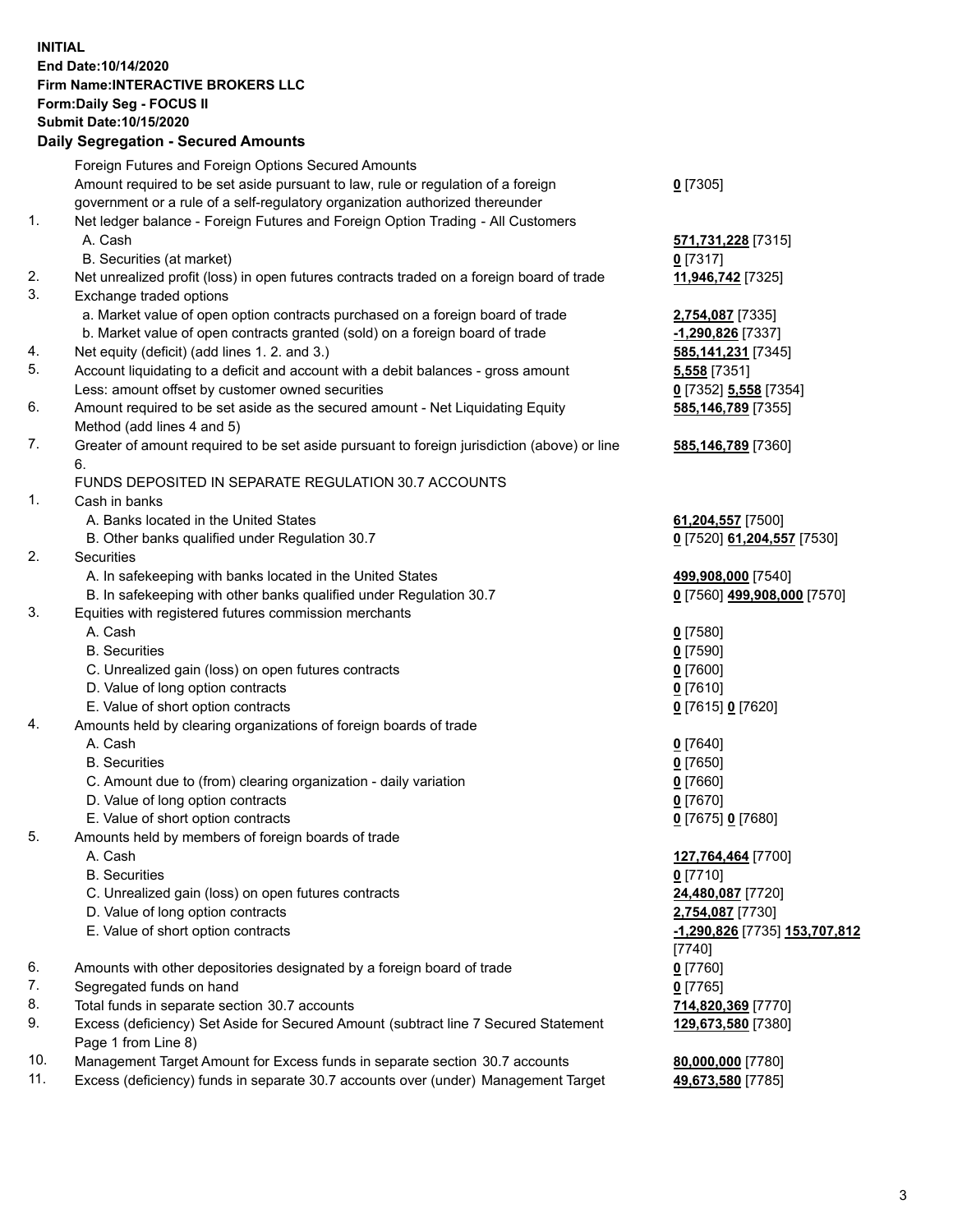**INITIAL**
**End Date:10/14/2020**
**Firm Name:INTERACTIVE BROKERS LLC**
**Form:Daily Seg - FOCUS II**
**Submit Date:10/15/2020**

## Daily Segregation - Secured Amounts

| | | |
|---|---|---|
| | Foreign Futures and Foreign Options Secured Amounts | |
| | Amount required to be set aside pursuant to law, rule or regulation of a foreign government or a rule of a self-regulatory organization authorized thereunder | **0** [7305] |
| 1. | Net ledger balance - Foreign Futures and Foreign Option Trading - All Customers | |
| | A. Cash | **571,731,228** [7315] |
| | B. Securities (at market) | **0** [7317] |
| 2. | Net unrealized profit (loss) in open futures contracts traded on a foreign board of trade | **11,946,742** [7325] |
| 3. | Exchange traded options | |
| | a. Market value of open option contracts purchased on a foreign board of trade | **2,754,087** [7335] |
| | b. Market value of open contracts granted (sold) on a foreign board of trade | **-1,290,826** [7337] |
| 4. | Net equity (deficit) (add lines 1. 2. and 3.) | **585,141,231** [7345] |
| 5. | Account liquidating to a deficit and account with a debit balances - gross amount | **5,558** [7351] |
| | Less: amount offset by customer owned securities | **0** [7352] **5,558** [7354] |
| 6. | Amount required to be set aside as the secured amount - Net Liquidating Equity Method (add lines 4 and 5) | **585,146,789** [7355] |
| 7. | Greater of amount required to be set aside pursuant to foreign jurisdiction (above) or line 6. | **585,146,789** [7360] |
| | FUNDS DEPOSITED IN SEPARATE REGULATION 30.7 ACCOUNTS | |
| 1. | Cash in banks | |
| | A. Banks located in the United States | **61,204,557** [7500] |
| | B. Other banks qualified under Regulation 30.7 | **0** [7520] **61,204,557** [7530] |
| 2. | Securities | |
| | A. In safekeeping with banks located in the United States | **499,908,000** [7540] |
| | B. In safekeeping with other banks qualified under Regulation 30.7 | **0** [7560] **499,908,000** [7570] |
| 3. | Equities with registered futures commission merchants | |
| | A. Cash | **0** [7580] |
| | B. Securities | **0** [7590] |
| | C. Unrealized gain (loss) on open futures contracts | **0** [7600] |
| | D. Value of long option contracts | **0** [7610] |
| | E. Value of short option contracts | **0** [7615] **0** [7620] |
| 4. | Amounts held by clearing organizations of foreign boards of trade | |
| | A. Cash | **0** [7640] |
| | B. Securities | **0** [7650] |
| | C. Amount due to (from) clearing organization - daily variation | **0** [7660] |
| | D. Value of long option contracts | **0** [7670] |
| | E. Value of short option contracts | **0** [7675] **0** [7680] |
| 5. | Amounts held by members of foreign boards of trade | |
| | A. Cash | **127,764,464** [7700] |
| | B. Securities | **0** [7710] |
| | C. Unrealized gain (loss) on open futures contracts | **24,480,087** [7720] |
| | D. Value of long option contracts | **2,754,087** [7730] |
| | E. Value of short option contracts | **-1,290,826** [7735] **153,707,812** [7740] |
| 6. | Amounts with other depositories designated by a foreign board of trade | **0** [7760] |
| 7. | Segregated funds on hand | **0** [7765] |
| 8. | Total funds in separate section 30.7 accounts | **714,820,369** [7770] |
| 9. | Excess (deficiency) Set Aside for Secured Amount (subtract line 7 Secured Statement Page 1 from Line 8) | **129,673,580** [7380] |
| 10. | Management Target Amount for Excess funds in separate section 30.7 accounts | **80,000,000** [7780] |
| 11. | Excess (deficiency) funds in separate 30.7 accounts over (under) Management Target | **49,673,580** [7785] |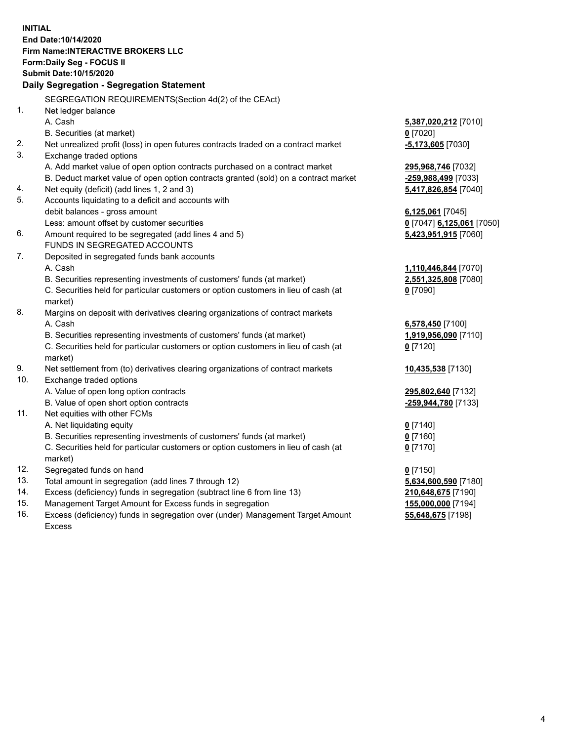**INITIAL**
**End Date:10/14/2020**
**Firm Name:INTERACTIVE BROKERS LLC**
**Form:Daily Seg - FOCUS II**
**Submit Date:10/15/2020**

**Daily Segregation - Segregation Statement**

SEGREGATION REQUIREMENTS(Section 4d(2) of the CEAct)

| | | |
|---|---|---|
| 1. | Net ledger balance | |
| | A. Cash | **5,387,020,212** [7010] |
| | B. Securities (at market) | **0** [7020] |
| 2. | Net unrealized profit (loss) in open futures contracts traded on a contract market | **-5,173,605** [7030] |
| 3. | Exchange traded options | |
| | A. Add market value of open option contracts purchased on a contract market | **295,968,746** [7032] |
| | B. Deduct market value of open option contracts granted (sold) on a contract market | **-259,988,499** [7033] |
| 4. | Net equity (deficit) (add lines 1, 2 and 3) | **5,417,826,854** [7040] |
| 5. | Accounts liquidating to a deficit and accounts with | |
| | debit balances - gross amount | **6,125,061** [7045] |
| | Less: amount offset by customer securities | **0** [7047] **6,125,061** [7050] |
| 6. | Amount required to be segregated (add lines 4 and 5) | **5,423,951,915** [7060] |
| | FUNDS IN SEGREGATED ACCOUNTS | |
| 7. | Deposited in segregated funds bank accounts | |
| | A. Cash | **1,110,446,844** [7070] |
| | B. Securities representing investments of customers' funds (at market) | **2,551,325,808** [7080] |
| | C. Securities held for particular customers or option customers in lieu of cash (at market) | **0** [7090] |
| 8. | Margins on deposit with derivatives clearing organizations of contract markets | |
| | A. Cash | **6,578,450** [7100] |
| | B. Securities representing investments of customers' funds (at market) | **1,919,956,090** [7110] |
| | C. Securities held for particular customers or option customers in lieu of cash (at market) | **0** [7120] |
| 9. | Net settlement from (to) derivatives clearing organizations of contract markets | **10,435,538** [7130] |
| 10. | Exchange traded options | |
| | A. Value of open long option contracts | **295,802,640** [7132] |
| | B. Value of open short option contracts | **-259,944,780** [7133] |
| 11. | Net equities with other FCMs | |
| | A. Net liquidating equity | **0** [7140] |
| | B. Securities representing investments of customers' funds (at market) | **0** [7160] |
| | C. Securities held for particular customers or option customers in lieu of cash (at market) | **0** [7170] |
| 12. | Segregated funds on hand | **0** [7150] |
| 13. | Total amount in segregation (add lines 7 through 12) | **5,634,600,590** [7180] |
| 14. | Excess (deficiency) funds in segregation (subtract line 6 from line 13) | **210,648,675** [7190] |
| 15. | Management Target Amount for Excess funds in segregation | **155,000,000** [7194] |
| 16. | Excess (deficiency) funds in segregation over (under) Management Target Amount Excess | **55,648,675** [7198] |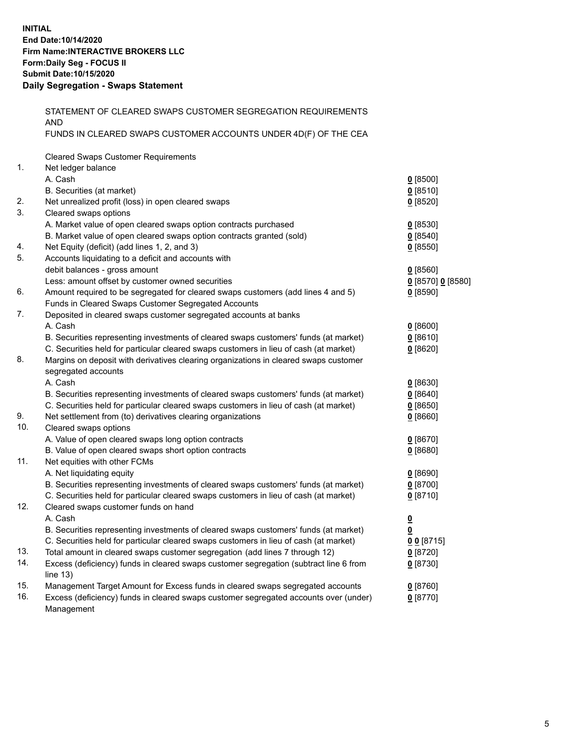**INITIAL**
**End Date:10/14/2020**
**Firm Name:INTERACTIVE BROKERS LLC**
**Form:Daily Seg - FOCUS II**
**Submit Date:10/15/2020**
**Daily Segregation - Swaps Statement**

STATEMENT OF CLEARED SWAPS CUSTOMER SEGREGATION REQUIREMENTS AND FUNDS IN CLEARED SWAPS CUSTOMER ACCOUNTS UNDER 4D(F) OF THE CEA

| | | |
|---|---|---|
| | Cleared Swaps Customer Requirements | |
| 1. | Net ledger balance | |
| | A. Cash | 0 [8500] |
| | B. Securities (at market) | 0 [8510] |
| 2. | Net unrealized profit (loss) in open cleared swaps | 0 [8520] |
| 3. | Cleared swaps options | |
| | A. Market value of open cleared swaps option contracts purchased | 0 [8530] |
| | B. Market value of open cleared swaps option contracts granted (sold) | 0 [8540] |
| 4. | Net Equity (deficit) (add lines 1, 2, and 3) | 0 [8550] |
| 5. | Accounts liquidating to a deficit and accounts with | |
| | debit balances - gross amount | 0 [8560] |
| | Less: amount offset by customer owned securities | 0 [8570] 0 [8580] |
| 6. | Amount required to be segregated for cleared swaps customers (add lines 4 and 5) | 0 [8590] |
| | Funds in Cleared Swaps Customer Segregated Accounts | |
| 7. | Deposited in cleared swaps customer segregated accounts at banks | |
| | A. Cash | 0 [8600] |
| | B. Securities representing investments of cleared swaps customers' funds (at market) | 0 [8610] |
| | C. Securities held for particular cleared swaps customers in lieu of cash (at market) | 0 [8620] |
| 8. | Margins on deposit with derivatives clearing organizations in cleared swaps customer segregated accounts | |
| | A. Cash | 0 [8630] |
| | B. Securities representing investments of cleared swaps customers' funds (at market) | 0 [8640] |
| | C. Securities held for particular cleared swaps customers in lieu of cash (at market) | 0 [8650] |
| 9. | Net settlement from (to) derivatives clearing organizations | 0 [8660] |
| 10. | Cleared swaps options | |
| | A. Value of open cleared swaps long option contracts | 0 [8670] |
| | B. Value of open cleared swaps short option contracts | 0 [8680] |
| 11. | Net equities with other FCMs | |
| | A. Net liquidating equity | 0 [8690] |
| | B. Securities representing investments of cleared swaps customers' funds (at market) | 0 [8700] |
| | C. Securities held for particular cleared swaps customers in lieu of cash (at market) | 0 [8710] |
| 12. | Cleared swaps customer funds on hand | |
| | A. Cash | 0 |
| | B. Securities representing investments of cleared swaps customers' funds (at market) | 0 |
| | C. Securities held for particular cleared swaps customers in lieu of cash (at market) | 0 0 [8715] |
| 13. | Total amount in cleared swaps customer segregation (add lines 7 through 12) | 0 [8720] |
| 14. | Excess (deficiency) funds in cleared swaps customer segregation (subtract line 6 from line 13) | 0 [8730] |
| 15. | Management Target Amount for Excess funds in cleared swaps segregated accounts | 0 [8760] |
| 16. | Excess (deficiency) funds in cleared swaps customer segregated accounts over (under) Management | 0 [8770] |